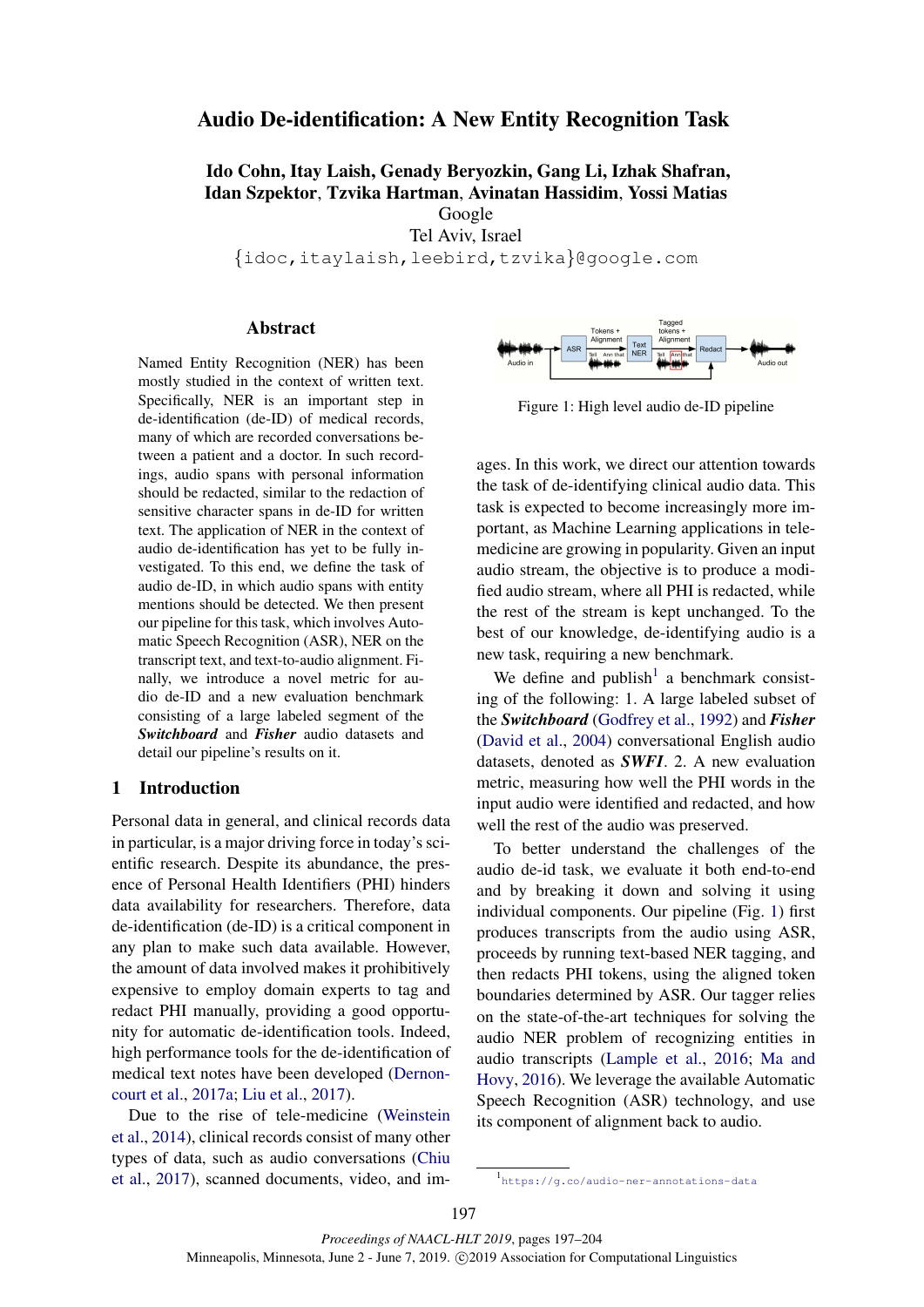# Audio De-identification: A New Entity Recognition Task

**Ido Cohn, Itay Laish, Genady Beryozkin, Gang Li, Izhak Shafran, Idan Szpektor, Tzvika Hartman, Avinatan Hassidim, Yossi Matias**
Google
Tel Aviv, Israel
{idoc,itaylaish,leebird,tzvika}@google.com

## Abstract

Named Entity Recognition (NER) has been mostly studied in the context of written text. Specifically, NER is an important step in de-identification (de-ID) of medical records, many of which are recorded conversations between a patient and a doctor. In such recordings, audio spans with personal information should be redacted, similar to the redaction of sensitive character spans in de-ID for written text. The application of NER in the context of audio de-identification has yet to be fully investigated. To this end, we define the task of audio de-ID, in which audio spans with entity mentions should be detected. We then present our pipeline for this task, which involves Automatic Speech Recognition (ASR), NER on the transcript text, and text-to-audio alignment. Finally, we introduce a novel metric for audio de-ID and a new evaluation benchmark consisting of a large labeled segment of the ***Switchboard*** and ***Fisher*** audio datasets and detail our pipeline's results on it.

## 1 Introduction

Personal data in general, and clinical records data in particular, is a major driving force in today's scientific research. Despite its abundance, the presence of Personal Health Identifiers (PHI) hinders data availability for researchers. Therefore, data de-identification (de-ID) is a critical component in any plan to make such data available. However, the amount of data involved makes it prohibitively expensive to employ domain experts to tag and redact PHI manually, providing a good opportunity for automatic de-identification tools. Indeed, high performance tools for the de-identification of medical text notes have been developed (Dernoncourt et al., 2017a; Liu et al., 2017).

Due to the rise of tele-medicine (Weinstein et al., 2014), clinical records consist of many other types of data, such as audio conversations (Chiu et al., 2017), scanned documents, video, and images. In this work, we direct our attention towards the task of de-identifying clinical audio data. This task is expected to become increasingly more important, as Machine Learning applications in tele-medicine are growing in popularity. Given an input audio stream, the objective is to produce a modified audio stream, where all PHI is redacted, while the rest of the stream is kept unchanged. To the best of our knowledge, de-identifying audio is a new task, requiring a new benchmark.

Figure 1: High level audio de-ID pipeline

We define and publish[1] a benchmark consisting of the following: 1. A large labeled subset of the ***Switchboard*** (Godfrey et al., 1992) and ***Fisher*** (David et al., 2004) conversational English audio datasets, denoted as ***SWFI***. 2. A new evaluation metric, measuring how well the PHI words in the input audio were identified and redacted, and how well the rest of the audio was preserved.

To better understand the challenges of the audio de-id task, we evaluate it both end-to-end and by breaking it down and solving it using individual components. Our pipeline (Fig. 1) first produces transcripts from the audio using ASR, proceeds by running text-based NER tagging, and then redacts PHI tokens, using the aligned token boundaries determined by ASR. Our tagger relies on the state-of-the-art techniques for solving the audio NER problem of recognizing entities in audio transcripts (Lample et al., 2016; Ma and Hovy, 2016). We leverage the available Automatic Speech Recognition (ASR) technology, and use its component of alignment back to audio.

[1] https://g.co/audio-ner-annotations-data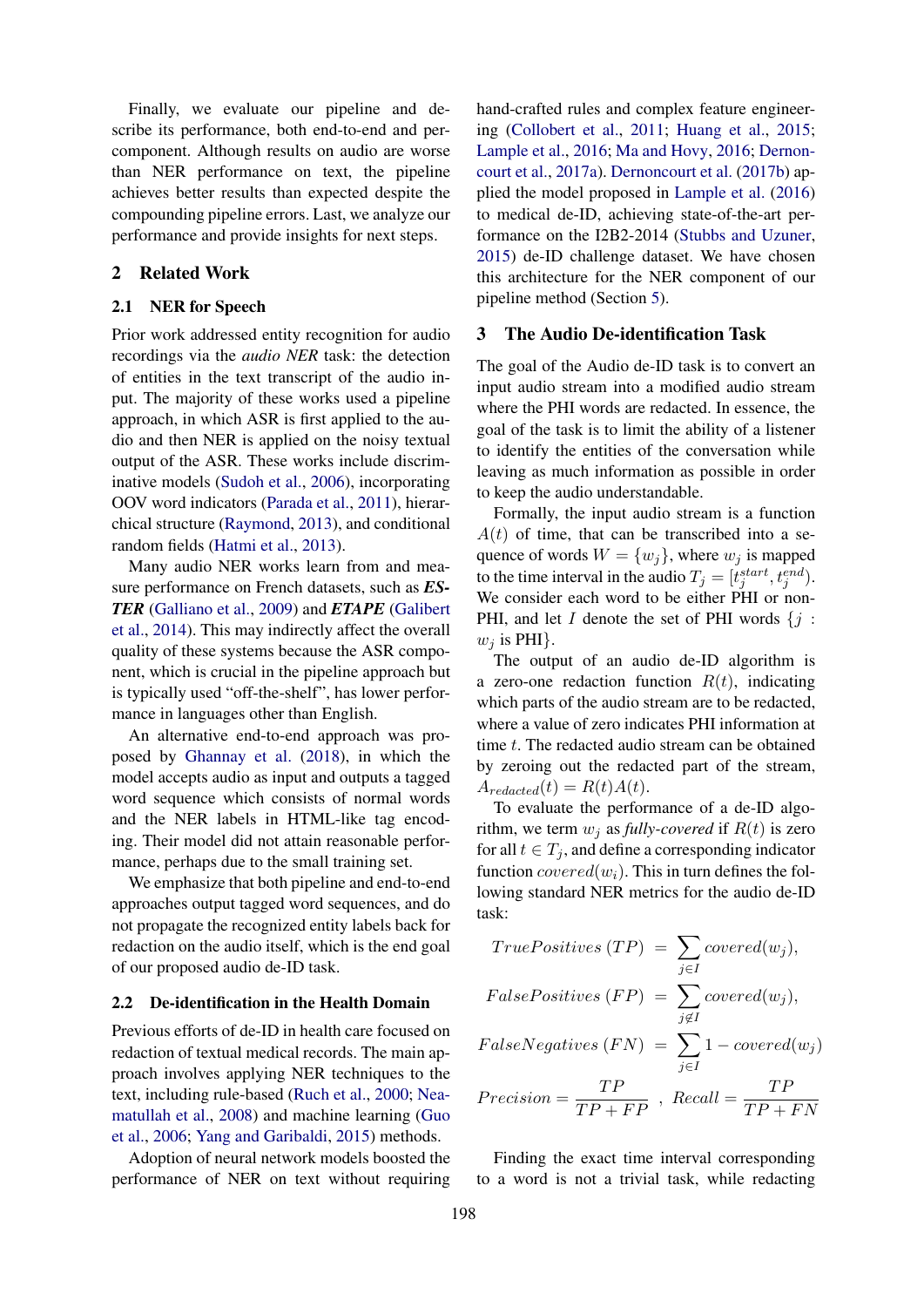Finally, we evaluate our pipeline and describe its performance, both end-to-end and per-component. Although results on audio are worse than NER performance on text, the pipeline achieves better results than expected despite the compounding pipeline errors. Last, we analyze our performance and provide insights for next steps.

## 2 Related Work

### 2.1 NER for Speech

Prior work addressed entity recognition for audio recordings via the *audio NER* task: the detection of entities in the text transcript of the audio input. The majority of these works used a pipeline approach, in which ASR is first applied to the audio and then NER is applied on the noisy textual output of the ASR. These works include discriminative models (Sudoh et al., 2006), incorporating OOV word indicators (Parada et al., 2011), hierarchical structure (Raymond, 2013), and conditional random fields (Hatmi et al., 2013).

Many audio NER works learn from and measure performance on French datasets, such as ***ESTER*** (Galliano et al., 2009) and ***ETAPE*** (Galibert et al., 2014). This may indirectly affect the overall quality of these systems because the ASR component, which is crucial in the pipeline approach but is typically used "off-the-shelf", has lower performance in languages other than English.

An alternative end-to-end approach was proposed by Ghannay et al. (2018), in which the model accepts audio as input and outputs a tagged word sequence which consists of normal words and the NER labels in HTML-like tag encoding. Their model did not attain reasonable performance, perhaps due to the small training set.

We emphasize that both pipeline and end-to-end approaches output tagged word sequences, and do not propagate the recognized entity labels back for redaction on the audio itself, which is the end goal of our proposed audio de-ID task.

### 2.2 De-identification in the Health Domain

Previous efforts of de-ID in health care focused on redaction of textual medical records. The main approach involves applying NER techniques to the text, including rule-based (Ruch et al., 2000; Neamatullah et al., 2008) and machine learning (Guo et al., 2006; Yang and Garibaldi, 2015) methods.

Adoption of neural network models boosted the performance of NER on text without requiring hand-crafted rules and complex feature engineering (Collobert et al., 2011; Huang et al., 2015; Lample et al., 2016; Ma and Hovy, 2016; Dernoncourt et al., 2017a). Dernoncourt et al. (2017b) applied the model proposed in Lample et al. (2016) to medical de-ID, achieving state-of-the-art performance on the I2B2-2014 (Stubbs and Uzuner, 2015) de-ID challenge dataset. We have chosen this architecture for the NER component of our pipeline method (Section 5).

## 3 The Audio De-identification Task

The goal of the Audio de-ID task is to convert an input audio stream into a modified audio stream where the PHI words are redacted. In essence, the goal of the task is to limit the ability of a listener to identify the entities of the conversation while leaving as much information as possible in order to keep the audio understandable.

Formally, the input audio stream is a function $A(t)$ of time, that can be transcribed into a sequence of words $W = \{w_j\}$, where $w_j$ is mapped to the time interval in the audio $T_j = [t_j^{start}, t_j^{end})$. We consider each word to be either PHI or non-PHI, and let $I$ denote the set of PHI words $\{j : w_j \text{ is PHI}\}$.

The output of an audio de-ID algorithm is a zero-one redaction function $R(t)$, indicating which parts of the audio stream are to be redacted, where a value of zero indicates PHI information at time $t$. The redacted audio stream can be obtained by zeroing out the redacted part of the stream, $A_{redacted}(t) = R(t)A(t)$.

To evaluate the performance of a de-ID algorithm, we term $w_j$ as *fully-covered* if $R(t)$ is zero for all $t \in T_j$, and define a corresponding indicator function $covered(w_i)$. This in turn defines the following standard NER metrics for the audio de-ID task:

$$TruePositives\ (TP) = \sum_{j \in I} covered(w_j),$$

$$FalsePositives\ (FP) = \sum_{j \notin I} covered(w_j),$$

$$FalseNegatives\ (FN) = \sum_{j \in I} 1 - covered(w_j)$$

$$Precision = \frac{TP}{TP + FP}\ ,\ Recall = \frac{TP}{TP + FN}$$

Finding the exact time interval corresponding to a word is not a trivial task, while redacting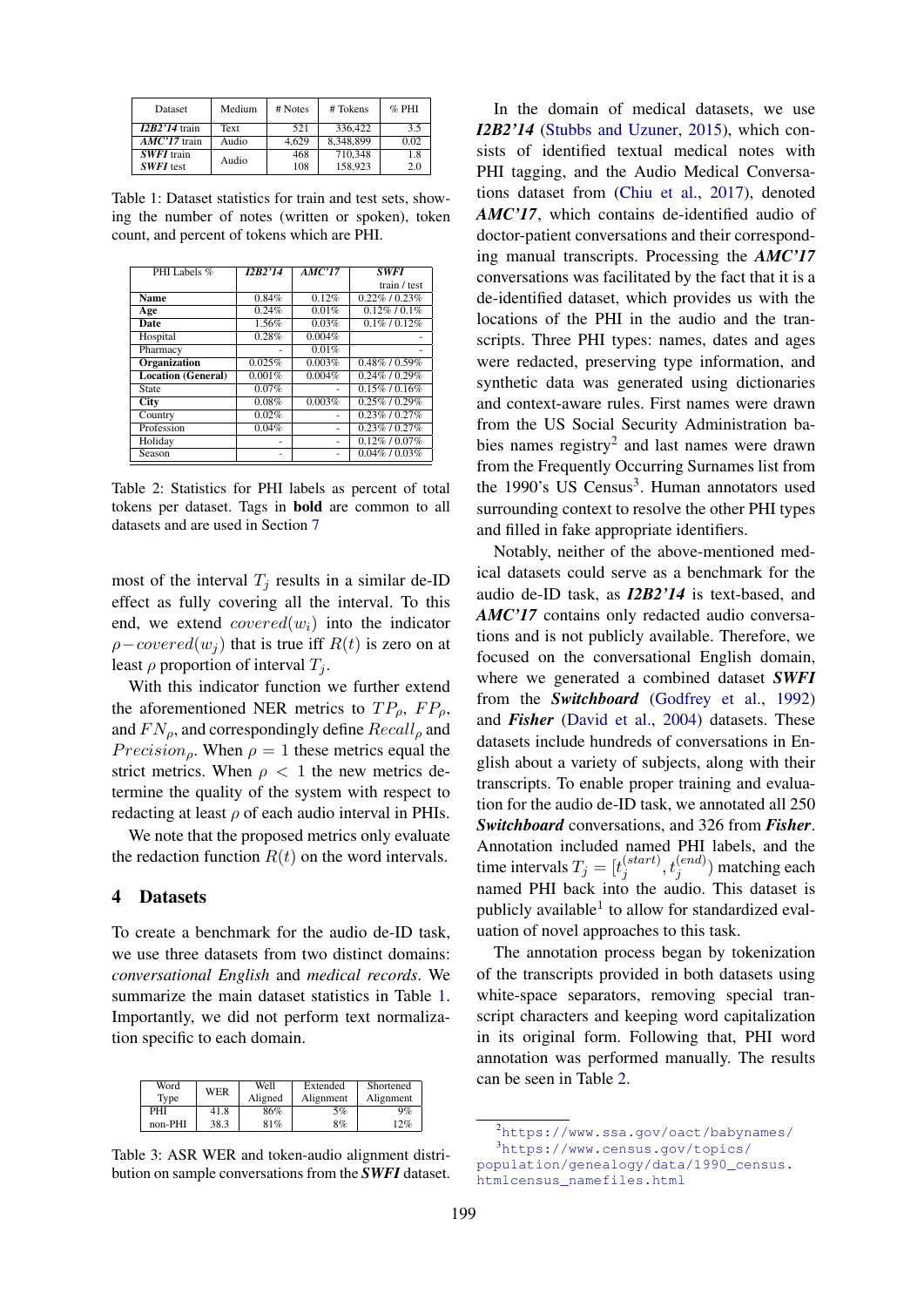| Dataset | Medium | # Notes | # Tokens | % PHI |
|---|---|---|---|---|
| ***I2B2'14*** train | Text | 521 | 336,422 | 3.5 |
| ***AMC'17*** train | Audio | 4,629 | 8,348,899 | 0.02 |
| ***SWFI*** train | Audio | 468 | 710,348 | 1.8 |
| ***SWFI*** test | | 108 | 158,923 | 2.0 |

Table 1: Dataset statistics for train and test sets, showing the number of notes (written or spoken), token count, and percent of tokens which are PHI.

| PHI Labels % | *I2B2'14* | *AMC'17* | *SWFI* train / test |
|---|---|---|---|
| **Name** | 0.84% | 0.12% | 0.22% / 0.23% |
| **Age** | 0.24% | 0.01% | 0.12% / 0.1% |
| **Date** | 1.56% | 0.03% | 0.1% / 0.12% |
| Hospital | 0.28% | 0.004% | - |
| Pharmacy | - | 0.01% | - |
| **Organization** | 0.025% | 0.003% | 0.48% / 0.59% |
| **Location (General)** | 0.001% | 0.004% | 0.24% / 0.29% |
| State | 0.07% | - | 0.15% / 0.16% |
| **City** | 0.08% | 0.003% | 0.25% / 0.29% |
| Country | 0.02% | - | 0.23% / 0.27% |
| Profession | 0.04% | - | 0.23% / 0.27% |
| Holiday | - | - | 0.12% / 0.07% |
| Season | - | - | 0.04% / 0.03% |

Table 2: Statistics for PHI labels as percent of total tokens per dataset. Tags in **bold** are common to all datasets and are used in Section 7

most of the interval $T_j$ results in a similar de-ID effect as fully covering all the interval. To this end, we extend $covered(w_i)$ into the indicator $\rho{-}covered(w_j)$ that is true iff $R(t)$ is zero on at least $\rho$ proportion of interval $T_j$.

With this indicator function we further extend the aforementioned NER metrics to $TP_\rho$, $FP_\rho$, and $FN_\rho$, and correspondingly define $Recall_\rho$ and $Precision_\rho$. When $\rho = 1$ these metrics equal the strict metrics. When $\rho < 1$ the new metrics determine the quality of the system with respect to redacting at least $\rho$ of each audio interval in PHIs.

We note that the proposed metrics only evaluate the redaction function $R(t)$ on the word intervals.

## 4 Datasets

To create a benchmark for the audio de-ID task, we use three datasets from two distinct domains: *conversational English* and *medical records*. We summarize the main dataset statistics in Table 1. Importantly, we did not perform text normalization specific to each domain.

| Word Type | WER | Well Aligned | Extended Alignment | Shortened Alignment |
|---|---|---|---|---|
| PHI | 41.8 | 86% | 5% | 9% |
| non-PHI | 38.3 | 81% | 8% | 12% |

Table 3: ASR WER and token-audio alignment distribution on sample conversations from the ***SWFI*** dataset.

In the domain of medical datasets, we use ***I2B2'14*** (Stubbs and Uzuner, 2015), which consists of identified textual medical notes with PHI tagging, and the Audio Medical Conversations dataset from (Chiu et al., 2017), denoted ***AMC'17***, which contains de-identified audio of doctor-patient conversations and their corresponding manual transcripts. Processing the ***AMC'17*** conversations was facilitated by the fact that it is a de-identified dataset, which provides us with the locations of the PHI in the audio and the transcripts. Three PHI types: names, dates and ages were redacted, preserving type information, and synthetic data was generated using dictionaries and context-aware rules. First names were drawn from the US Social Security Administration babies names registry[2] and last names were drawn from the Frequently Occurring Surnames list from the 1990's US Census[3]. Human annotators used surrounding context to resolve the other PHI types and filled in fake appropriate identifiers.

Notably, neither of the above-mentioned medical datasets could serve as a benchmark for the audio de-ID task, as ***I2B2'14*** is text-based, and ***AMC'17*** contains only redacted audio conversations and is not publicly available. Therefore, we focused on the conversational English domain, where we generated a combined dataset ***SWFI*** from the ***Switchboard*** (Godfrey et al., 1992) and ***Fisher*** (David et al., 2004) datasets. These datasets include hundreds of conversations in English about a variety of subjects, along with their transcripts. To enable proper training and evaluation for the audio de-ID task, we annotated all 250 ***Switchboard*** conversations, and 326 from ***Fisher***. Annotation included named PHI labels, and the time intervals $T_j = [t_j^{(start)}, t_j^{(end)})$ matching each named PHI back into the audio. This dataset is publicly available[1] to allow for standardized evaluation of novel approaches to this task.

The annotation process began by tokenization of the transcripts provided in both datasets using white-space separators, removing special transcript characters and keeping word capitalization in its original form. Following that, PHI word annotation was performed manually. The results can be seen in Table 2.

[2]https://www.ssa.gov/oact/babynames/

[3]https://www.census.gov/topics/population/genealogy/data/1990_census.htmlcensus_namefiles.html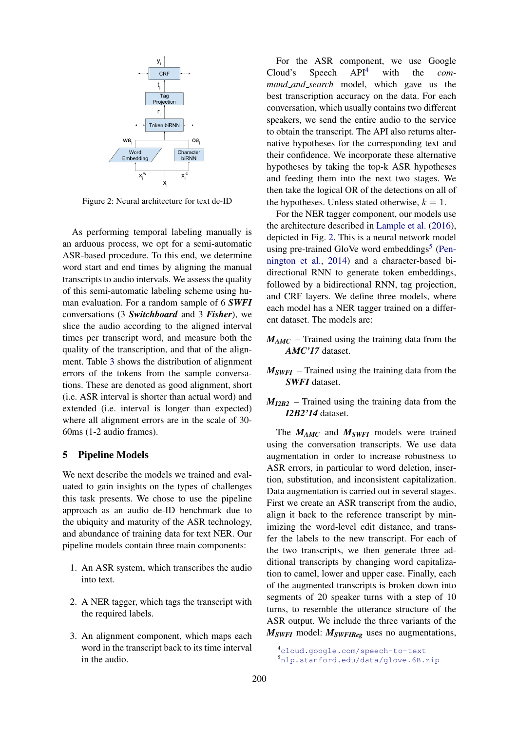Figure 2: Neural architecture for text de-ID

As performing temporal labeling manually is an arduous process, we opt for a semi-automatic ASR-based procedure. To this end, we determine word start and end times by aligning the manual transcripts to audio intervals. We assess the quality of this semi-automatic labeling scheme using human evaluation. For a random sample of 6 ***SWFI*** conversations (3 ***Switchboard*** and 3 ***Fisher***), we slice the audio according to the aligned interval times per transcript word, and measure both the quality of the transcription, and that of the alignment. Table 3 shows the distribution of alignment errors of the tokens from the sample conversations. These are denoted as good alignment, short (i.e. ASR interval is shorter than actual word) and extended (i.e. interval is longer than expected) where all alignment errors are in the scale of 30-60ms (1-2 audio frames).

## 5 Pipeline Models

We next describe the models we trained and evaluated to gain insights on the types of challenges this task presents. We chose to use the pipeline approach as an audio de-ID benchmark due to the ubiquity and maturity of the ASR technology, and abundance of training data for text NER. Our pipeline models contain three main components:

1. An ASR system, which transcribes the audio into text.
2. A NER tagger, which tags the transcript with the required labels.
3. An alignment component, which maps each word in the transcript back to its time interval in the audio.

For the ASR component, we use Google Cloud's Speech API[4] with the *command_and_search* model, which gave us the best transcription accuracy on the data. For each conversation, which usually contains two different speakers, we send the entire audio to the service to obtain the transcript. The API also returns alternative hypotheses for the corresponding text and their confidence. We incorporate these alternative hypotheses by taking the top-k ASR hypotheses and feeding them into the next two stages. We then take the logical OR of the detections on all of the hypotheses. Unless stated otherwise, $k = 1$.

For the NER tagger component, our models use the architecture described in Lample et al. (2016), depicted in Fig. 2. This is a neural network model using pre-trained GloVe word embeddings[5] (Pennington et al., 2014) and a character-based bi-directional RNN to generate token embeddings, followed by a bidirectional RNN, tag projection, and CRF layers. We define three models, where each model has a NER tagger trained on a different dataset. The models are:

***$M_{AMC}$*** – Trained using the training data from the ***AMC'17*** dataset.

***$M_{SWFI}$*** – Trained using the training data from the ***SWFI*** dataset.

***$M_{I2B2}$*** – Trained using the training data from the ***I2B2'14*** dataset.

The ***$M_{AMC}$*** and ***$M_{SWFI}$*** models were trained using the conversation transcripts. We use data augmentation in order to increase robustness to ASR errors, in particular to word deletion, insertion, substitution, and inconsistent capitalization. Data augmentation is carried out in several stages. First we create an ASR transcript from the audio, align it back to the reference transcript by minimizing the word-level edit distance, and transfer the labels to the new transcript. For each of the two transcripts, we then generate three additional transcripts by changing word capitalization to camel, lower and upper case. Finally, each of the augmented transcripts is broken down into segments of 20 speaker turns with a step of 10 turns, to resemble the utterance structure of the ASR output. We include the three variants of the ***$M_{SWFI}$*** model: ***$M_{SWFIReg}$*** uses no augmentations,

[4] cloud.google.com/speech-to-text

[5] nlp.stanford.edu/data/glove.6B.zip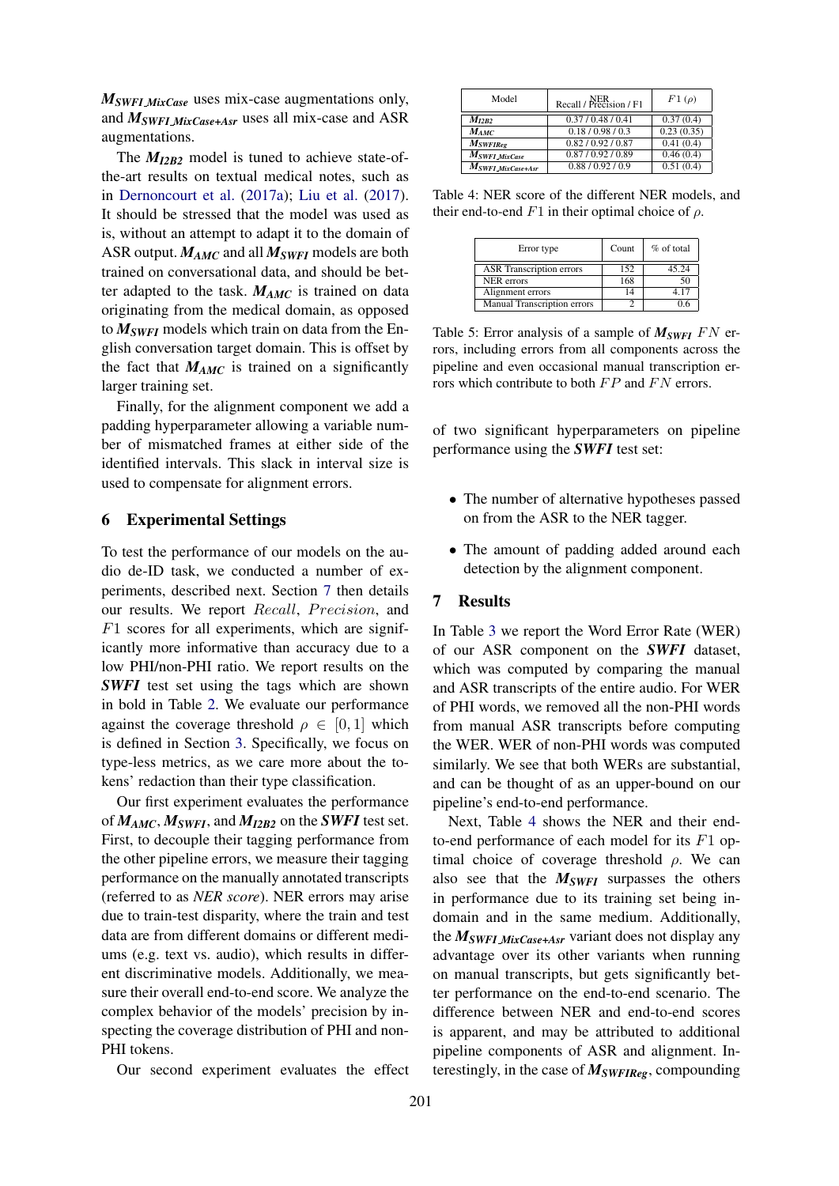$M_{SWFI\_MixCase}$ uses mix-case augmentations only, and $M_{SWFI\_MixCase+Asr}$ uses all mix-case and ASR augmentations.

The $M_{I2B2}$ model is tuned to achieve state-of-the-art results on textual medical notes, such as in Dernoncourt et al. (2017a); Liu et al. (2017). It should be stressed that the model was used as is, without an attempt to adapt it to the domain of ASR output. $M_{AMC}$ and all $M_{SWFI}$ models are both trained on conversational data, and should be better adapted to the task. $M_{AMC}$ is trained on data originating from the medical domain, as opposed to $M_{SWFI}$ models which train on data from the English conversation target domain. This is offset by the fact that $M_{AMC}$ is trained on a significantly larger training set.

Finally, for the alignment component we add a padding hyperparameter allowing a variable number of mismatched frames at either side of the identified intervals. This slack in interval size is used to compensate for alignment errors.

## 6 Experimental Settings

To test the performance of our models on the audio de-ID task, we conducted a number of experiments, described next. Section 7 then details our results. We report $Recall$, $Precision$, and $F1$ scores for all experiments, which are significantly more informative than accuracy due to a low PHI/non-PHI ratio. We report results on the ***SWFI*** test set using the tags which are shown in bold in Table 2. We evaluate our performance against the coverage threshold $\rho \in [0, 1]$ which is defined in Section 3. Specifically, we focus on type-less metrics, as we care more about the tokens' redaction than their type classification.

Our first experiment evaluates the performance of $M_{AMC}$, $M_{SWFI}$, and $M_{I2B2}$ on the ***SWFI*** test set. First, to decouple their tagging performance from the other pipeline errors, we measure their tagging performance on the manually annotated transcripts (referred to as *NER score*). NER errors may arise due to train-test disparity, where the train and test data are from different domains or different mediums (e.g. text vs. audio), which results in different discriminative models. Additionally, we measure their overall end-to-end score. We analyze the complex behavior of the models' precision by inspecting the coverage distribution of PHI and non-PHI tokens.

Our second experiment evaluates the effect of two significant hyperparameters on pipeline performance using the ***SWFI*** test set:

- The number of alternative hypotheses passed on from the ASR to the NER tagger.
- The amount of padding added around each detection by the alignment component.

| Model | NER Recall / Precision / F1 | $F1$ ($\rho$) |
|---|---|---|
| $M_{I2B2}$ | 0.37 / 0.48 / 0.41 | 0.37 (0.4) |
| $M_{AMC}$ | 0.18 / 0.98 / 0.3 | 0.23 (0.35) |
| $M_{SWFIReg}$ | 0.82 / 0.92 / 0.87 | 0.41 (0.4) |
| $M_{SWFI\_MixCase}$ | 0.87 / 0.92 / 0.89 | 0.46 (0.4) |
| $M_{SWFI\_MixCase+Asr}$ | 0.88 / 0.92 / 0.9 | 0.51 (0.4) |

Table 4: NER score of the different NER models, and their end-to-end $F1$ in their optimal choice of $\rho$.

| Error type | Count | % of total |
|---|---|---|
| ASR Transcription errors | 152 | 45.24 |
| NER errors | 168 | 50 |
| Alignment errors | 14 | 4.17 |
| Manual Transcription errors | 2 | 0.6 |

Table 5: Error analysis of a sample of $M_{SWFI}$ $FN$ errors, including errors from all components across the pipeline and even occasional manual transcription errors which contribute to both $FP$ and $FN$ errors.

## 7 Results

In Table 3 we report the Word Error Rate (WER) of our ASR component on the ***SWFI*** dataset, which was computed by comparing the manual and ASR transcripts of the entire audio. For WER of PHI words, we removed all the non-PHI words from manual ASR transcripts before computing the WER. WER of non-PHI words was computed similarly. We see that both WERs are substantial, and can be thought of as an upper-bound on our pipeline's end-to-end performance.

Next, Table 4 shows the NER and their end-to-end performance of each model for its $F1$ optimal choice of coverage threshold $\rho$. We can also see that the $M_{SWFI}$ surpasses the others in performance due to its training set being in-domain and in the same medium. Additionally, the $M_{SWFI\_MixCase+Asr}$ variant does not display any advantage over its other variants when running on manual transcripts, but gets significantly better performance on the end-to-end scenario. The difference between NER and end-to-end scores is apparent, and may be attributed to additional pipeline components of ASR and alignment. Interestingly, in the case of $M_{SWFIReg}$, compounding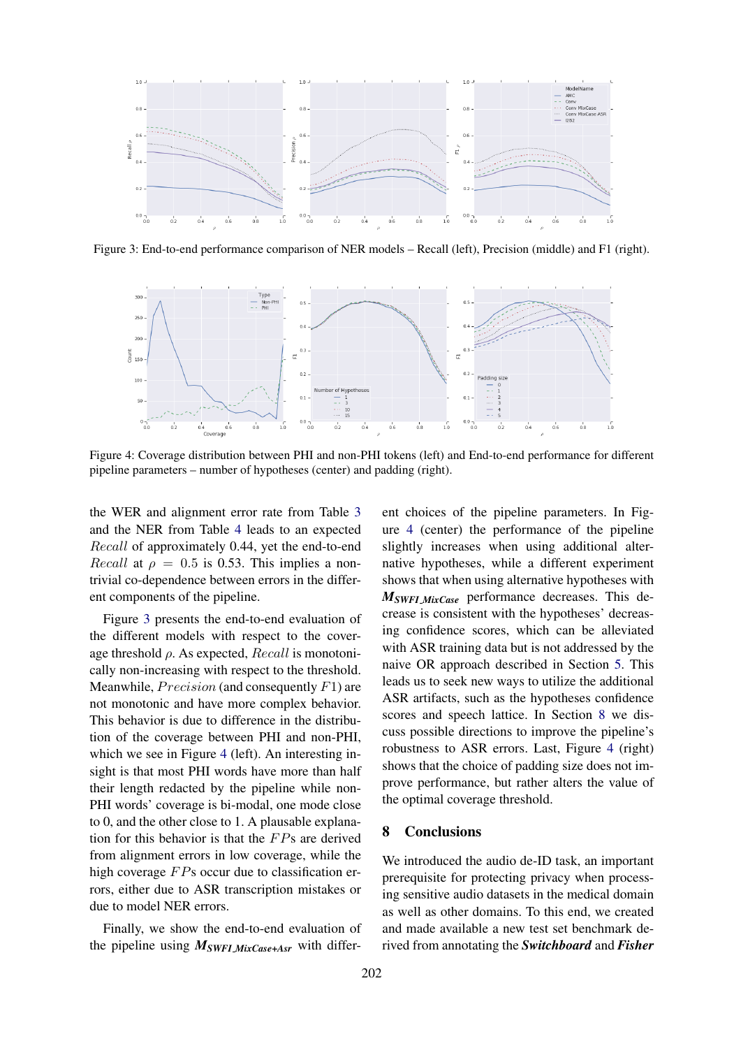Figure 3: End-to-end performance comparison of NER models – Recall (left), Precision (middle) and F1 (right).

Figure 4: Coverage distribution between PHI and non-PHI tokens (left) and End-to-end performance for different pipeline parameters – number of hypotheses (center) and padding (right).

the WER and alignment error rate from Table 3 and the NER from Table 4 leads to an expected *Recall* of approximately 0.44, yet the end-to-end *Recall* at $\rho = 0.5$ is 0.53. This implies a non-trivial co-dependence between errors in the different components of the pipeline.

Figure 3 presents the end-to-end evaluation of the different models with respect to the coverage threshold $\rho$. As expected, *Recall* is monotonically non-increasing with respect to the threshold. Meanwhile, *Precision* (and consequently $F1$) are not monotonic and have more complex behavior. This behavior is due to difference in the distribution of the coverage between PHI and non-PHI, which we see in Figure 4 (left). An interesting insight is that most PHI words have more than half their length redacted by the pipeline while non-PHI words' coverage is bi-modal, one mode close to 0, and the other close to 1. A plausable explanation for this behavior is that the $FP$s are derived from alignment errors in low coverage, while the high coverage $FP$s occur due to classification errors, either due to ASR transcription mistakes or due to model NER errors.

Finally, we show the end-to-end evaluation of the pipeline using $\boldsymbol{M_{SWFI\_MixCase+Asr}}$ with different choices of the pipeline parameters. In Figure 4 (center) the performance of the pipeline slightly increases when using additional alternative hypotheses, while a different experiment shows that when using alternative hypotheses with $\boldsymbol{M_{SWFI\_MixCase}}$ performance decreases. This decrease is consistent with the hypotheses' decreasing confidence scores, which can be alleviated with ASR training data but is not addressed by the naive OR approach described in Section 5. This leads us to seek new ways to utilize the additional ASR artifacts, such as the hypotheses confidence scores and speech lattice. In Section 8 we discuss possible directions to improve the pipeline's robustness to ASR errors. Last, Figure 4 (right) shows that the choice of padding size does not improve performance, but rather alters the value of the optimal coverage threshold.

## 8 Conclusions

We introduced the audio de-ID task, an important prerequisite for protecting privacy when processing sensitive audio datasets in the medical domain as well as other domains. To this end, we created and made available a new test set benchmark derived from annotating the ***Switchboard*** and ***Fisher***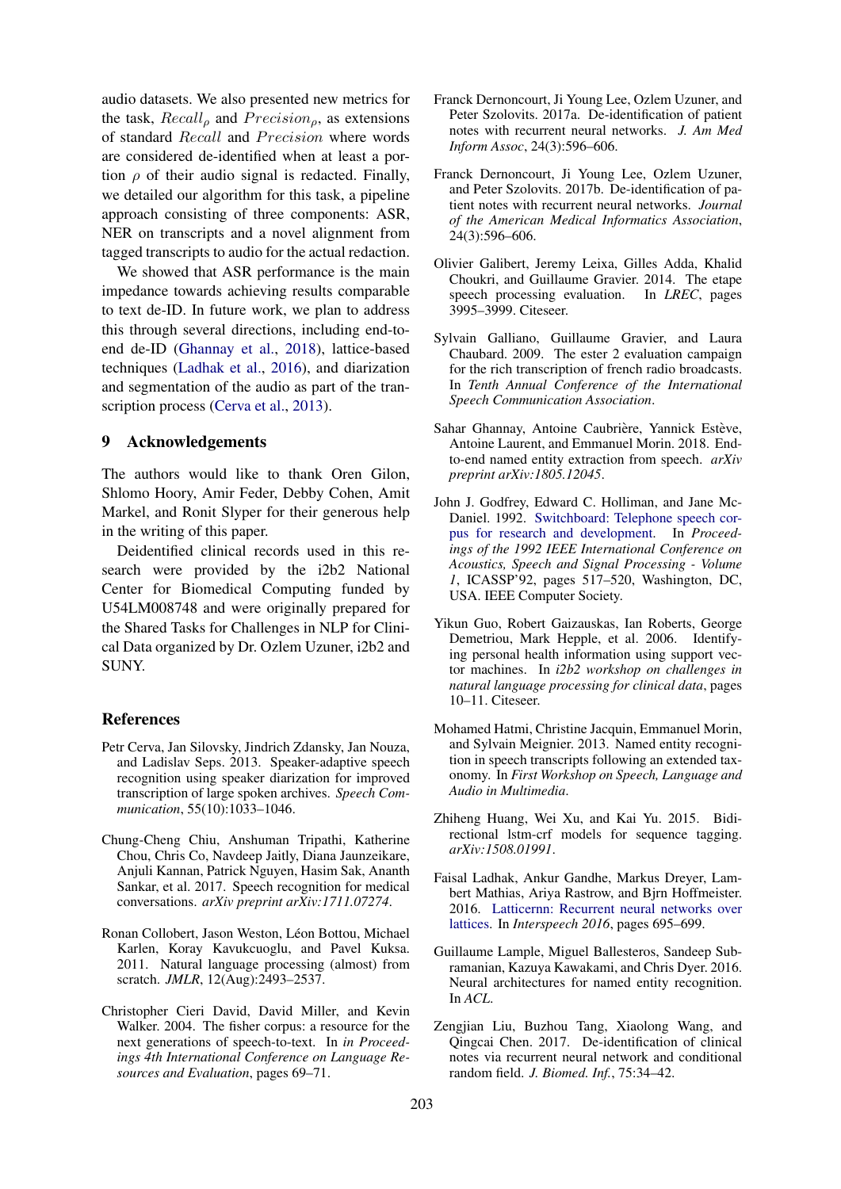audio datasets. We also presented new metrics for the task, $Recall_\rho$ and $Precision_\rho$, as extensions of standard $Recall$ and $Precision$ where words are considered de-identified when at least a portion $\rho$ of their audio signal is redacted. Finally, we detailed our algorithm for this task, a pipeline approach consisting of three components: ASR, NER on transcripts and a novel alignment from tagged transcripts to audio for the actual redaction.

We showed that ASR performance is the main impedance towards achieving results comparable to text de-ID. In future work, we plan to address this through several directions, including end-to-end de-ID (Ghannay et al., 2018), lattice-based techniques (Ladhak et al., 2016), and diarization and segmentation of the audio as part of the transcription process (Cerva et al., 2013).

## 9 Acknowledgements

The authors would like to thank Oren Gilon, Shlomo Hoory, Amir Feder, Debby Cohen, Amit Markel, and Ronit Slyper for their generous help in the writing of this paper.

Deidentified clinical records used in this research were provided by the i2b2 National Center for Biomedical Computing funded by U54LM008748 and were originally prepared for the Shared Tasks for Challenges in NLP for Clinical Data organized by Dr. Ozlem Uzuner, i2b2 and SUNY.

## References

Petr Cerva, Jan Silovsky, Jindrich Zdansky, Jan Nouza, and Ladislav Seps. 2013. Speaker-adaptive speech recognition using speaker diarization for improved transcription of large spoken archives. *Speech Communication*, 55(10):1033–1046.

Chung-Cheng Chiu, Anshuman Tripathi, Katherine Chou, Chris Co, Navdeep Jaitly, Diana Jaunzeikare, Anjuli Kannan, Patrick Nguyen, Hasim Sak, Ananth Sankar, et al. 2017. Speech recognition for medical conversations. *arXiv preprint arXiv:1711.07274*.

Ronan Collobert, Jason Weston, Léon Bottou, Michael Karlen, Koray Kavukcuoglu, and Pavel Kuksa. 2011. Natural language processing (almost) from scratch. *JMLR*, 12(Aug):2493–2537.

Christopher Cieri David, David Miller, and Kevin Walker. 2004. The fisher corpus: a resource for the next generations of speech-to-text. In *in Proceedings 4th International Conference on Language Resources and Evaluation*, pages 69–71.

Franck Dernoncourt, Ji Young Lee, Ozlem Uzuner, and Peter Szolovits. 2017a. De-identification of patient notes with recurrent neural networks. *J. Am Med Inform Assoc*, 24(3):596–606.

Franck Dernoncourt, Ji Young Lee, Ozlem Uzuner, and Peter Szolovits. 2017b. De-identification of patient notes with recurrent neural networks. *Journal of the American Medical Informatics Association*, 24(3):596–606.

Olivier Galibert, Jeremy Leixa, Gilles Adda, Khalid Choukri, and Guillaume Gravier. 2014. The etape speech processing evaluation. In *LREC*, pages 3995–3999. Citeseer.

Sylvain Galliano, Guillaume Gravier, and Laura Chaubard. 2009. The ester 2 evaluation campaign for the rich transcription of french radio broadcasts. In *Tenth Annual Conference of the International Speech Communication Association*.

Sahar Ghannay, Antoine Caubrière, Yannick Estève, Antoine Laurent, and Emmanuel Morin. 2018. End-to-end named entity extraction from speech. *arXiv preprint arXiv:1805.12045*.

John J. Godfrey, Edward C. Holliman, and Jane McDaniel. 1992. Switchboard: Telephone speech corpus for research and development. In *Proceedings of the 1992 IEEE International Conference on Acoustics, Speech and Signal Processing - Volume 1*, ICASSP'92, pages 517–520, Washington, DC, USA. IEEE Computer Society.

Yikun Guo, Robert Gaizauskas, Ian Roberts, George Demetriou, Mark Hepple, et al. 2006. Identifying personal health information using support vector machines. In *i2b2 workshop on challenges in natural language processing for clinical data*, pages 10–11. Citeseer.

Mohamed Hatmi, Christine Jacquin, Emmanuel Morin, and Sylvain Meignier. 2013. Named entity recognition in speech transcripts following an extended taxonomy. In *First Workshop on Speech, Language and Audio in Multimedia*.

Zhiheng Huang, Wei Xu, and Kai Yu. 2015. Bidirectional lstm-crf models for sequence tagging. *arXiv:1508.01991*.

Faisal Ladhak, Ankur Gandhe, Markus Dreyer, Lambert Mathias, Ariya Rastrow, and Bjrn Hoffmeister. 2016. Latticernn: Recurrent neural networks over lattices. In *Interspeech 2016*, pages 695–699.

Guillaume Lample, Miguel Ballesteros, Sandeep Subramanian, Kazuya Kawakami, and Chris Dyer. 2016. Neural architectures for named entity recognition. In *ACL*.

Zengjian Liu, Buzhou Tang, Xiaolong Wang, and Qingcai Chen. 2017. De-identification of clinical notes via recurrent neural network and conditional random field. *J. Biomed. Inf.*, 75:34–42.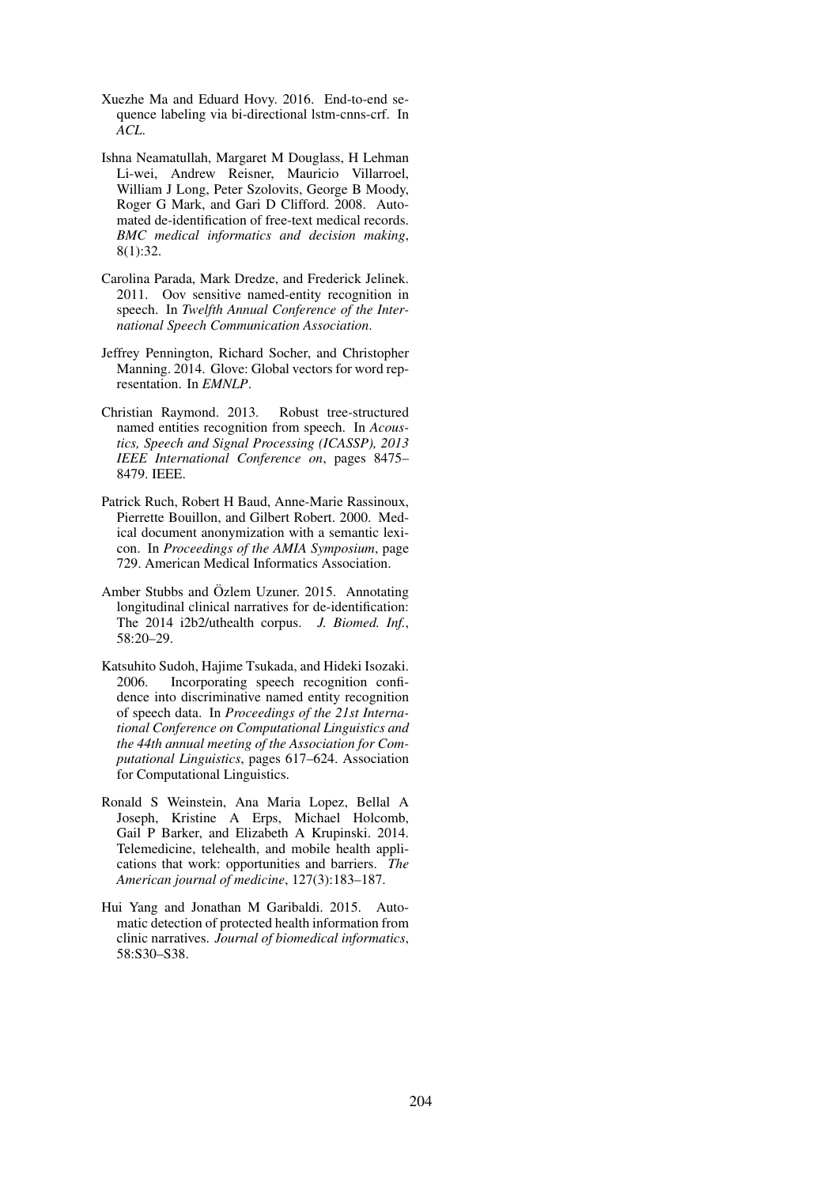Xuezhe Ma and Eduard Hovy. 2016. End-to-end sequence labeling via bi-directional lstm-cnns-crf. In *ACL*.

Ishna Neamatullah, Margaret M Douglass, H Lehman Li-wei, Andrew Reisner, Mauricio Villarroel, William J Long, Peter Szolovits, George B Moody, Roger G Mark, and Gari D Clifford. 2008. Automated de-identification of free-text medical records. *BMC medical informatics and decision making*, 8(1):32.

Carolina Parada, Mark Dredze, and Frederick Jelinek. 2011. Oov sensitive named-entity recognition in speech. In *Twelfth Annual Conference of the International Speech Communication Association*.

Jeffrey Pennington, Richard Socher, and Christopher Manning. 2014. Glove: Global vectors for word representation. In *EMNLP*.

Christian Raymond. 2013. Robust tree-structured named entities recognition from speech. In *Acoustics, Speech and Signal Processing (ICASSP), 2013 IEEE International Conference on*, pages 8475–8479. IEEE.

Patrick Ruch, Robert H Baud, Anne-Marie Rassinoux, Pierrette Bouillon, and Gilbert Robert. 2000. Medical document anonymization with a semantic lexicon. In *Proceedings of the AMIA Symposium*, page 729. American Medical Informatics Association.

Amber Stubbs and Özlem Uzuner. 2015. Annotating longitudinal clinical narratives for de-identification: The 2014 i2b2/uthealth corpus. *J. Biomed. Inf.*, 58:20–29.

Katsuhito Sudoh, Hajime Tsukada, and Hideki Isozaki. 2006. Incorporating speech recognition confidence into discriminative named entity recognition of speech data. In *Proceedings of the 21st International Conference on Computational Linguistics and the 44th annual meeting of the Association for Computational Linguistics*, pages 617–624. Association for Computational Linguistics.

Ronald S Weinstein, Ana Maria Lopez, Bellal A Joseph, Kristine A Erps, Michael Holcomb, Gail P Barker, and Elizabeth A Krupinski. 2014. Telemedicine, telehealth, and mobile health applications that work: opportunities and barriers. *The American journal of medicine*, 127(3):183–187.

Hui Yang and Jonathan M Garibaldi. 2015. Automatic detection of protected health information from clinic narratives. *Journal of biomedical informatics*, 58:S30–S38.